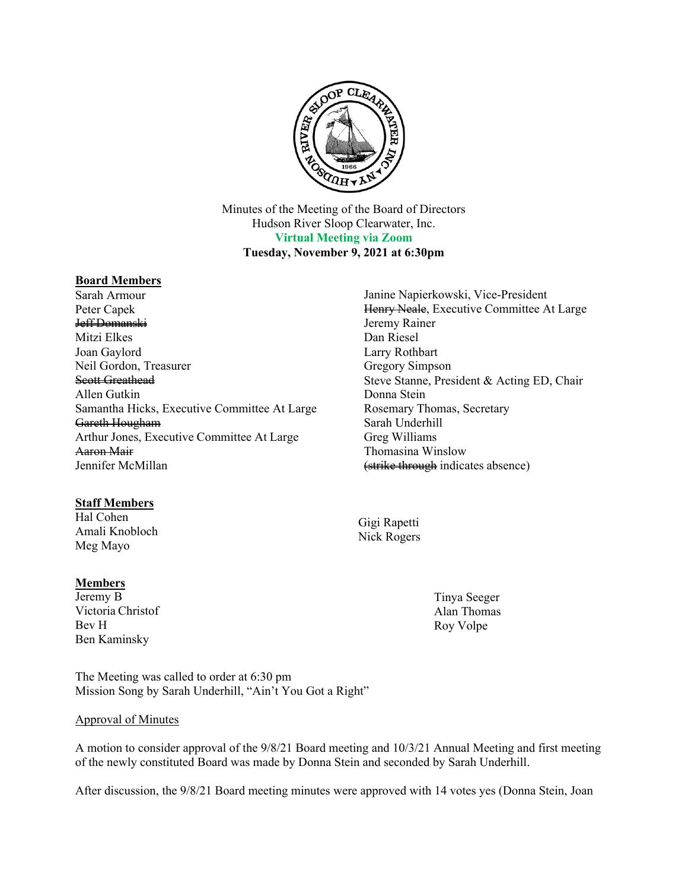Minutes of the Meeting of the Board of Directors
Hudson River Sloop Clearwater, Inc.
**Virtual Meeting via Zoom**
**Tuesday, November 9, 2021 at 6:30pm**

**Board Members**

Sarah Armour
Peter Capek
~~Jeff Domanski~~
Mitzi Elkes
Joan Gaylord
Neil Gordon, Treasurer
~~Scott Greathead~~
Allen Gutkin
Samantha Hicks, Executive Committee At Large
~~Gareth Hougham~~
Arthur Jones, Executive Committee At Large
~~Aaron Mair~~
Jennifer McMillan
Janine Napierkowski, Vice-President
~~Henry Neale~~, Executive Committee At Large
Jeremy Rainer
Dan Riesel
Larry Rothbart
Gregory Simpson
Steve Stanne, President & Acting ED, Chair
Donna Stein
Rosemary Thomas, Secretary
Sarah Underhill
Greg Williams
Thomasina Winslow
(~~strike through~~ indicates absence)

**Staff Members**

Hal Cohen
Amali Knobloch
Meg Mayo
Gigi Rapetti
Nick Rogers

**Members**

Jeremy B
Victoria Christof
Bev H
Ben Kaminsky
Tinya Seeger
Alan Thomas
Roy Volpe

The Meeting was called to order at 6:30 pm
Mission Song by Sarah Underhill, "Ain't You Got a Right"

Approval of Minutes

A motion to consider approval of the 9/8/21 Board meeting and 10/3/21 Annual Meeting and first meeting of the newly constituted Board was made by Donna Stein and seconded by Sarah Underhill.

After discussion, the 9/8/21 Board meeting minutes were approved with 14 votes yes (Donna Stein, Joan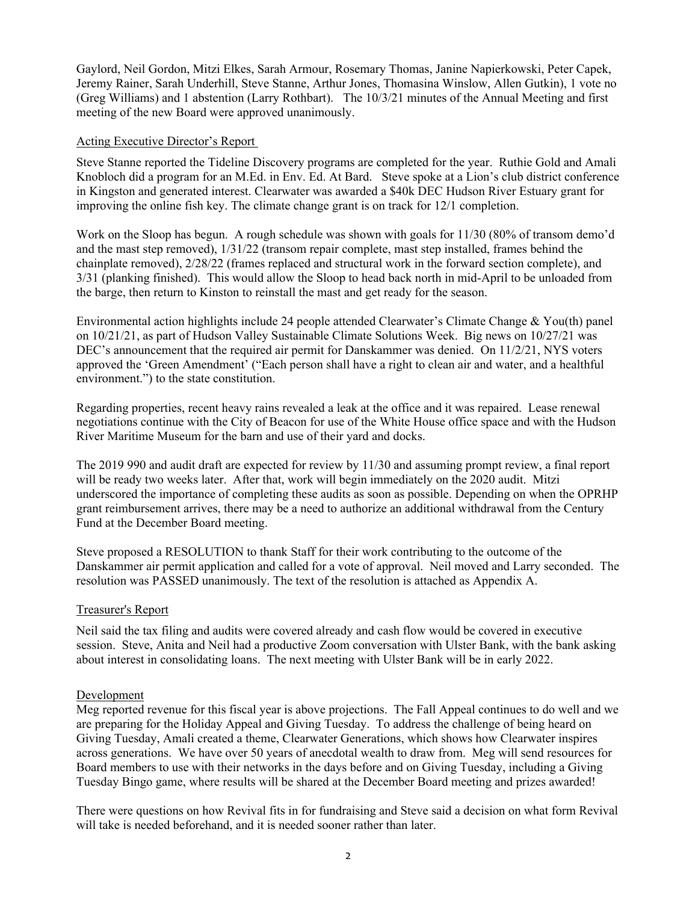Gaylord, Neil Gordon, Mitzi Elkes, Sarah Armour, Rosemary Thomas, Janine Napierkowski, Peter Capek, Jeremy Rainer, Sarah Underhill, Steve Stanne, Arthur Jones, Thomasina Winslow, Allen Gutkin), 1 vote no (Greg Williams) and 1 abstention (Larry Rothbart). The 10/3/21 minutes of the Annual Meeting and first meeting of the new Board were approved unanimously.

## Acting Executive Director's Report

Steve Stanne reported the Tideline Discovery programs are completed for the year. Ruthie Gold and Amali Knobloch did a program for an M.Ed. in Env. Ed. At Bard. Steve spoke at a Lion's club district conference in Kingston and generated interest. Clearwater was awarded a $40k DEC Hudson River Estuary grant for improving the online fish key. The climate change grant is on track for 12/1 completion.

Work on the Sloop has begun. A rough schedule was shown with goals for 11/30 (80% of transom demo'd and the mast step removed), 1/31/22 (transom repair complete, mast step installed, frames behind the chainplate removed), 2/28/22 (frames replaced and structural work in the forward section complete), and 3/31 (planking finished). This would allow the Sloop to head back north in mid-April to be unloaded from the barge, then return to Kinston to reinstall the mast and get ready for the season.

Environmental action highlights include 24 people attended Clearwater's Climate Change & You(th) panel on 10/21/21, as part of Hudson Valley Sustainable Climate Solutions Week. Big news on 10/27/21 was DEC's announcement that the required air permit for Danskammer was denied. On 11/2/21, NYS voters approved the 'Green Amendment' ("Each person shall have a right to clean air and water, and a healthful environment.") to the state constitution.

Regarding properties, recent heavy rains revealed a leak at the office and it was repaired. Lease renewal negotiations continue with the City of Beacon for use of the White House office space and with the Hudson River Maritime Museum for the barn and use of their yard and docks.

The 2019 990 and audit draft are expected for review by 11/30 and assuming prompt review, a final report will be ready two weeks later. After that, work will begin immediately on the 2020 audit. Mitzi underscored the importance of completing these audits as soon as possible. Depending on when the OPRHP grant reimbursement arrives, there may be a need to authorize an additional withdrawal from the Century Fund at the December Board meeting.

Steve proposed a RESOLUTION to thank Staff for their work contributing to the outcome of the Danskammer air permit application and called for a vote of approval. Neil moved and Larry seconded. The resolution was PASSED unanimously. The text of the resolution is attached as Appendix A.

## Treasurer's Report

Neil said the tax filing and audits were covered already and cash flow would be covered in executive session. Steve, Anita and Neil had a productive Zoom conversation with Ulster Bank, with the bank asking about interest in consolidating loans. The next meeting with Ulster Bank will be in early 2022.

## Development

Meg reported revenue for this fiscal year is above projections. The Fall Appeal continues to do well and we are preparing for the Holiday Appeal and Giving Tuesday. To address the challenge of being heard on Giving Tuesday, Amali created a theme, Clearwater Generations, which shows how Clearwater inspires across generations. We have over 50 years of anecdotal wealth to draw from. Meg will send resources for Board members to use with their networks in the days before and on Giving Tuesday, including a Giving Tuesday Bingo game, where results will be shared at the December Board meeting and prizes awarded!

There were questions on how Revival fits in for fundraising and Steve said a decision on what form Revival will take is needed beforehand, and it is needed sooner rather than later.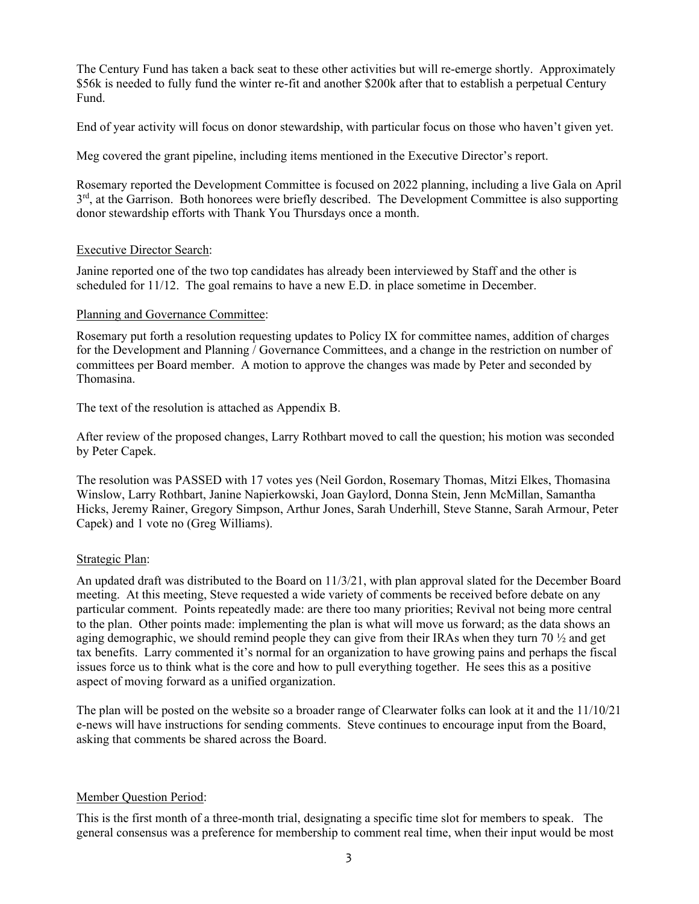The Century Fund has taken a back seat to these other activities but will re-emerge shortly. Approximately \$56k is needed to fully fund the winter re-fit and another \$200k after that to establish a perpetual Century Fund.

End of year activity will focus on donor stewardship, with particular focus on those who haven't given yet.

Meg covered the grant pipeline, including items mentioned in the Executive Director's report.

Rosemary reported the Development Committee is focused on 2022 planning, including a live Gala on April 3rd, at the Garrison. Both honorees were briefly described. The Development Committee is also supporting donor stewardship efforts with Thank You Thursdays once a month.

Executive Director Search:

Janine reported one of the two top candidates has already been interviewed by Staff and the other is scheduled for 11/12. The goal remains to have a new E.D. in place sometime in December.

Planning and Governance Committee:

Rosemary put forth a resolution requesting updates to Policy IX for committee names, addition of charges for the Development and Planning / Governance Committees, and a change in the restriction on number of committees per Board member. A motion to approve the changes was made by Peter and seconded by Thomasina.

The text of the resolution is attached as Appendix B.

After review of the proposed changes, Larry Rothbart moved to call the question; his motion was seconded by Peter Capek.

The resolution was PASSED with 17 votes yes (Neil Gordon, Rosemary Thomas, Mitzi Elkes, Thomasina Winslow, Larry Rothbart, Janine Napierkowski, Joan Gaylord, Donna Stein, Jenn McMillan, Samantha Hicks, Jeremy Rainer, Gregory Simpson, Arthur Jones, Sarah Underhill, Steve Stanne, Sarah Armour, Peter Capek) and 1 vote no (Greg Williams).

Strategic Plan:

An updated draft was distributed to the Board on 11/3/21, with plan approval slated for the December Board meeting. At this meeting, Steve requested a wide variety of comments be received before debate on any particular comment. Points repeatedly made: are there too many priorities; Revival not being more central to the plan. Other points made: implementing the plan is what will move us forward; as the data shows an aging demographic, we should remind people they can give from their IRAs when they turn 70 ½ and get tax benefits. Larry commented it's normal for an organization to have growing pains and perhaps the fiscal issues force us to think what is the core and how to pull everything together. He sees this as a positive aspect of moving forward as a unified organization.

The plan will be posted on the website so a broader range of Clearwater folks can look at it and the 11/10/21 e-news will have instructions for sending comments. Steve continues to encourage input from the Board, asking that comments be shared across the Board.

Member Question Period:

This is the first month of a three-month trial, designating a specific time slot for members to speak. The general consensus was a preference for membership to comment real time, when their input would be most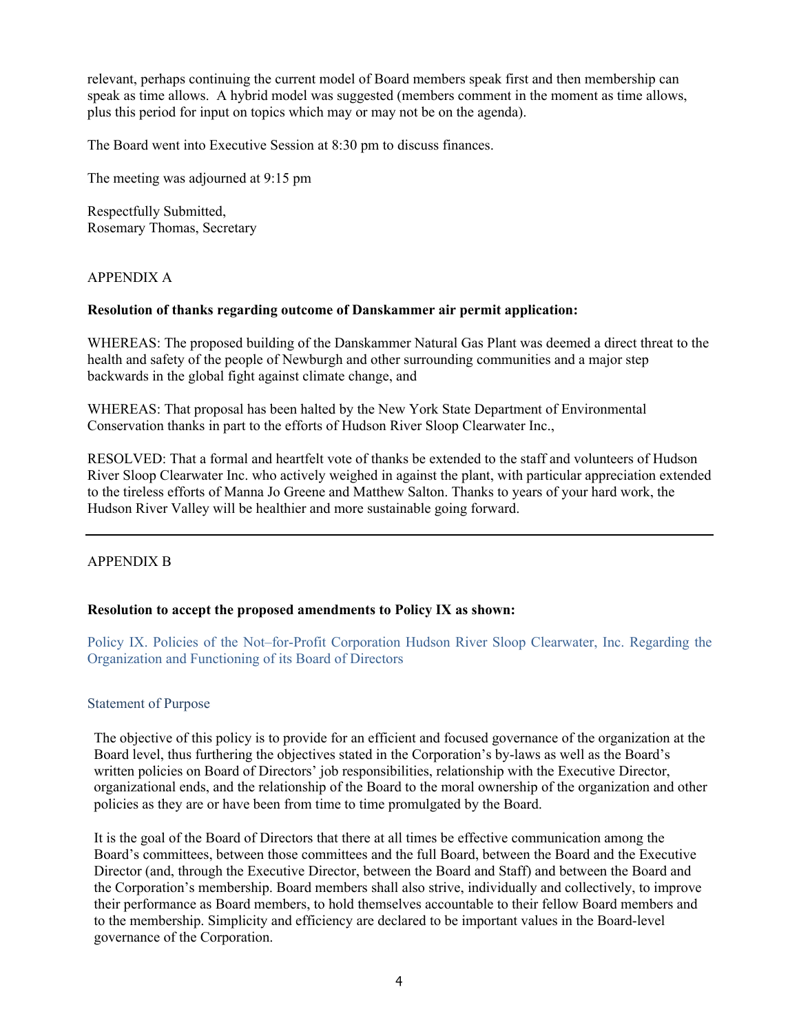relevant, perhaps continuing the current model of Board members speak first and then membership can speak as time allows. A hybrid model was suggested (members comment in the moment as time allows, plus this period for input on topics which may or may not be on the agenda).

The Board went into Executive Session at 8:30 pm to discuss finances.

The meeting was adjourned at 9:15 pm

Respectfully Submitted,
Rosemary Thomas, Secretary

APPENDIX A

**Resolution of thanks regarding outcome of Danskammer air permit application:**

WHEREAS: The proposed building of the Danskammer Natural Gas Plant was deemed a direct threat to the health and safety of the people of Newburgh and other surrounding communities and a major step backwards in the global fight against climate change, and

WHEREAS: That proposal has been halted by the New York State Department of Environmental Conservation thanks in part to the efforts of Hudson River Sloop Clearwater Inc.,

RESOLVED: That a formal and heartfelt vote of thanks be extended to the staff and volunteers of Hudson River Sloop Clearwater Inc. who actively weighed in against the plant, with particular appreciation extended to the tireless efforts of Manna Jo Greene and Matthew Salton. Thanks to years of your hard work, the Hudson River Valley will be healthier and more sustainable going forward.

---

APPENDIX B

**Resolution to accept the proposed amendments to Policy IX as shown:**

## Policy IX. Policies of the Not–for-Profit Corporation Hudson River Sloop Clearwater, Inc. Regarding the Organization and Functioning of its Board of Directors

### Statement of Purpose

The objective of this policy is to provide for an efficient and focused governance of the organization at the Board level, thus furthering the objectives stated in the Corporation's by-laws as well as the Board's written policies on Board of Directors' job responsibilities, relationship with the Executive Director, organizational ends, and the relationship of the Board to the moral ownership of the organization and other policies as they are or have been from time to time promulgated by the Board.

It is the goal of the Board of Directors that there at all times be effective communication among the Board's committees, between those committees and the full Board, between the Board and the Executive Director (and, through the Executive Director, between the Board and Staff) and between the Board and the Corporation's membership. Board members shall also strive, individually and collectively, to improve their performance as Board members, to hold themselves accountable to their fellow Board members and to the membership. Simplicity and efficiency are declared to be important values in the Board-level governance of the Corporation.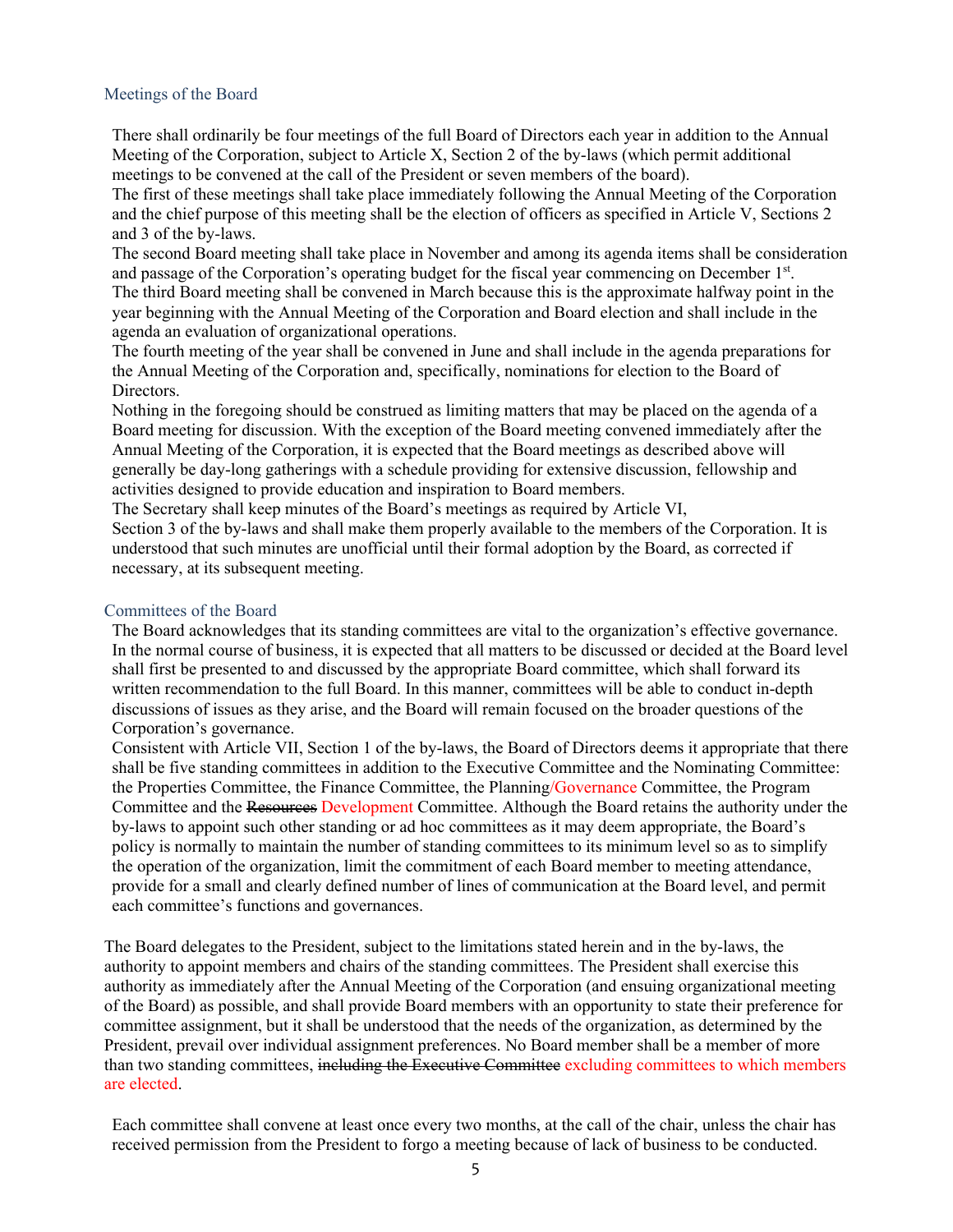## Meetings of the Board

There shall ordinarily be four meetings of the full Board of Directors each year in addition to the Annual Meeting of the Corporation, subject to Article X, Section 2 of the by-laws (which permit additional meetings to be convened at the call of the President or seven members of the board).

The first of these meetings shall take place immediately following the Annual Meeting of the Corporation and the chief purpose of this meeting shall be the election of officers as specified in Article V, Sections 2 and 3 of the by-laws.

The second Board meeting shall take place in November and among its agenda items shall be consideration and passage of the Corporation's operating budget for the fiscal year commencing on December 1st.

The third Board meeting shall be convened in March because this is the approximate halfway point in the year beginning with the Annual Meeting of the Corporation and Board election and shall include in the agenda an evaluation of organizational operations.

The fourth meeting of the year shall be convened in June and shall include in the agenda preparations for the Annual Meeting of the Corporation and, specifically, nominations for election to the Board of Directors.

Nothing in the foregoing should be construed as limiting matters that may be placed on the agenda of a Board meeting for discussion. With the exception of the Board meeting convened immediately after the Annual Meeting of the Corporation, it is expected that the Board meetings as described above will generally be day-long gatherings with a schedule providing for extensive discussion, fellowship and activities designed to provide education and inspiration to Board members.

The Secretary shall keep minutes of the Board's meetings as required by Article VI, Section 3 of the by-laws and shall make them properly available to the members of the Corporation. It is understood that such minutes are unofficial until their formal adoption by the Board, as corrected if necessary, at its subsequent meeting.

## Committees of the Board

The Board acknowledges that its standing committees are vital to the organization's effective governance. In the normal course of business, it is expected that all matters to be discussed or decided at the Board level shall first be presented to and discussed by the appropriate Board committee, which shall forward its written recommendation to the full Board. In this manner, committees will be able to conduct in-depth discussions of issues as they arise, and the Board will remain focused on the broader questions of the Corporation's governance.

Consistent with Article VII, Section 1 of the by-laws, the Board of Directors deems it appropriate that there shall be five standing committees in addition to the Executive Committee and the Nominating Committee: the Properties Committee, the Finance Committee, the Planning/Governance Committee, the Program Committee and the ~~Resources~~ Development Committee. Although the Board retains the authority under the by-laws to appoint such other standing or ad hoc committees as it may deem appropriate, the Board's policy is normally to maintain the number of standing committees to its minimum level so as to simplify the operation of the organization, limit the commitment of each Board member to meeting attendance, provide for a small and clearly defined number of lines of communication at the Board level, and permit each committee's functions and governances.

The Board delegates to the President, subject to the limitations stated herein and in the by-laws, the authority to appoint members and chairs of the standing committees. The President shall exercise this authority as immediately after the Annual Meeting of the Corporation (and ensuing organizational meeting of the Board) as possible, and shall provide Board members with an opportunity to state their preference for committee assignment, but it shall be understood that the needs of the organization, as determined by the President, prevail over individual assignment preferences. No Board member shall be a member of more than two standing committees, ~~including the Executive Committee~~ excluding committees to which members are elected.

Each committee shall convene at least once every two months, at the call of the chair, unless the chair has received permission from the President to forgo a meeting because of lack of business to be conducted.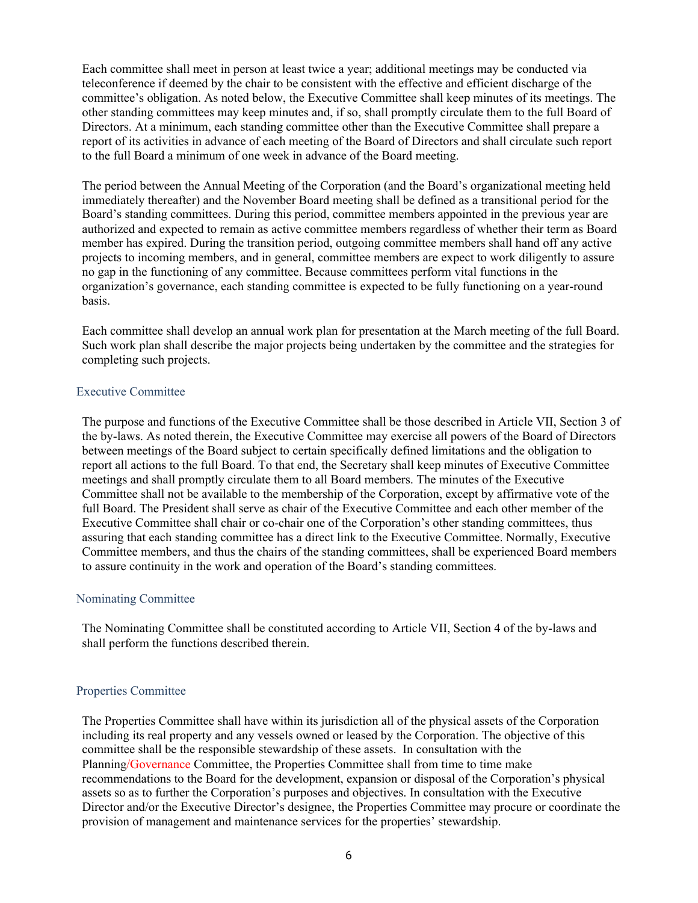Each committee shall meet in person at least twice a year; additional meetings may be conducted via teleconference if deemed by the chair to be consistent with the effective and efficient discharge of the committee's obligation. As noted below, the Executive Committee shall keep minutes of its meetings. The other standing committees may keep minutes and, if so, shall promptly circulate them to the full Board of Directors. At a minimum, each standing committee other than the Executive Committee shall prepare a report of its activities in advance of each meeting of the Board of Directors and shall circulate such report to the full Board a minimum of one week in advance of the Board meeting.

The period between the Annual Meeting of the Corporation (and the Board's organizational meeting held immediately thereafter) and the November Board meeting shall be defined as a transitional period for the Board's standing committees. During this period, committee members appointed in the previous year are authorized and expected to remain as active committee members regardless of whether their term as Board member has expired. During the transition period, outgoing committee members shall hand off any active projects to incoming members, and in general, committee members are expect to work diligently to assure no gap in the functioning of any committee. Because committees perform vital functions in the organization's governance, each standing committee is expected to be fully functioning on a year-round basis.

Each committee shall develop an annual work plan for presentation at the March meeting of the full Board. Such work plan shall describe the major projects being undertaken by the committee and the strategies for completing such projects.

### Executive Committee

The purpose and functions of the Executive Committee shall be those described in Article VII, Section 3 of the by-laws. As noted therein, the Executive Committee may exercise all powers of the Board of Directors between meetings of the Board subject to certain specifically defined limitations and the obligation to report all actions to the full Board. To that end, the Secretary shall keep minutes of Executive Committee meetings and shall promptly circulate them to all Board members. The minutes of the Executive Committee shall not be available to the membership of the Corporation, except by affirmative vote of the full Board. The President shall serve as chair of the Executive Committee and each other member of the Executive Committee shall chair or co-chair one of the Corporation's other standing committees, thus assuring that each standing committee has a direct link to the Executive Committee. Normally, Executive Committee members, and thus the chairs of the standing committees, shall be experienced Board members to assure continuity in the work and operation of the Board's standing committees.

### Nominating Committee

The Nominating Committee shall be constituted according to Article VII, Section 4 of the by-laws and shall perform the functions described therein.

### Properties Committee

The Properties Committee shall have within its jurisdiction all of the physical assets of the Corporation including its real property and any vessels owned or leased by the Corporation. The objective of this committee shall be the responsible stewardship of these assets. In consultation with the Planning/Governance Committee, the Properties Committee shall from time to time make recommendations to the Board for the development, expansion or disposal of the Corporation's physical assets so as to further the Corporation's purposes and objectives. In consultation with the Executive Director and/or the Executive Director's designee, the Properties Committee may procure or coordinate the provision of management and maintenance services for the properties' stewardship.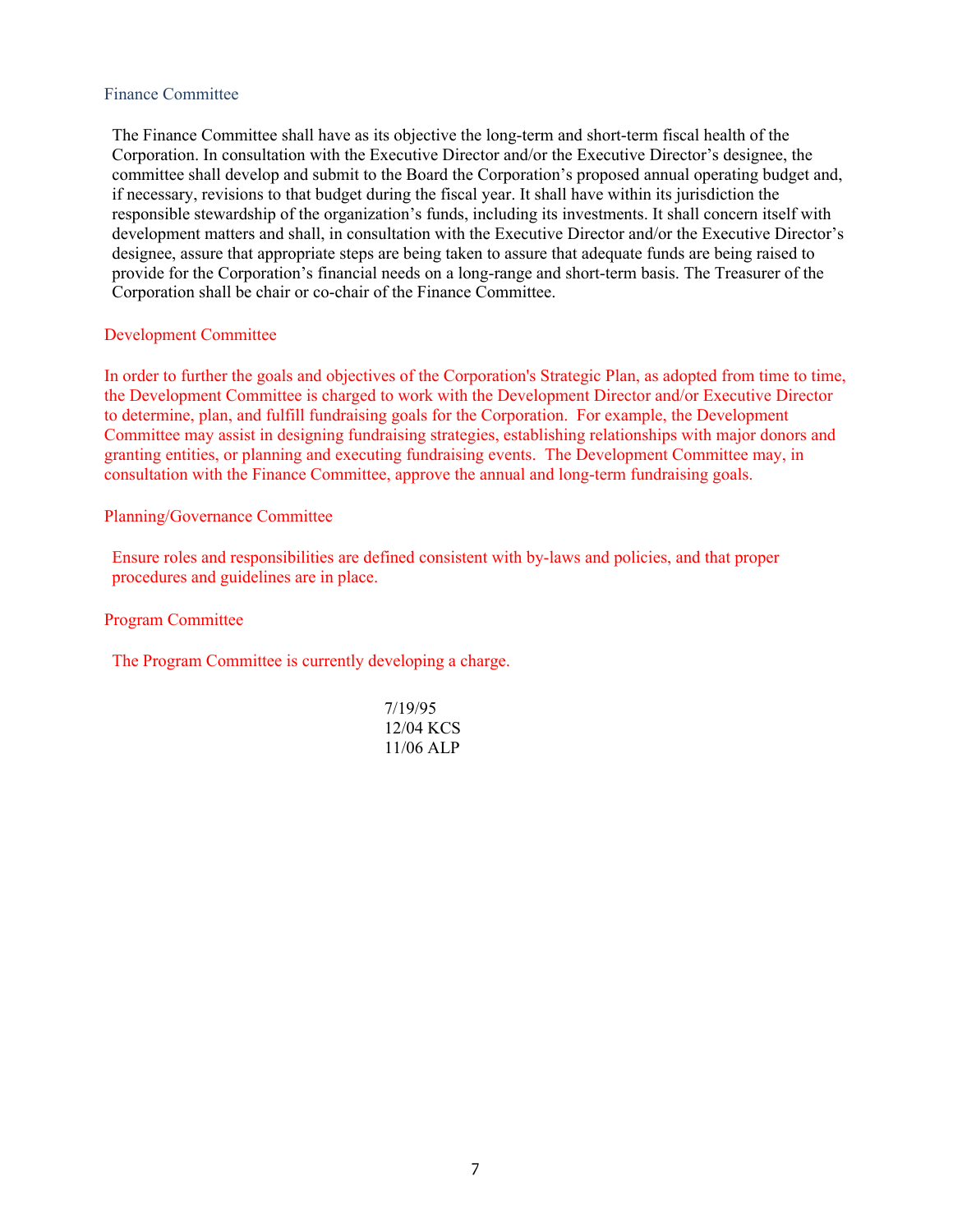## Finance Committee

The Finance Committee shall have as its objective the long-term and short-term fiscal health of the Corporation. In consultation with the Executive Director and/or the Executive Director's designee, the committee shall develop and submit to the Board the Corporation's proposed annual operating budget and, if necessary, revisions to that budget during the fiscal year. It shall have within its jurisdiction the responsible stewardship of the organization's funds, including its investments. It shall concern itself with development matters and shall, in consultation with the Executive Director and/or the Executive Director's designee, assure that appropriate steps are being taken to assure that adequate funds are being raised to provide for the Corporation's financial needs on a long-range and short-term basis. The Treasurer of the Corporation shall be chair or co-chair of the Finance Committee.

## Development Committee

In order to further the goals and objectives of the Corporation's Strategic Plan, as adopted from time to time, the Development Committee is charged to work with the Development Director and/or Executive Director to determine, plan, and fulfill fundraising goals for the Corporation. For example, the Development Committee may assist in designing fundraising strategies, establishing relationships with major donors and granting entities, or planning and executing fundraising events. The Development Committee may, in consultation with the Finance Committee, approve the annual and long-term fundraising goals.

## Planning/Governance Committee

Ensure roles and responsibilities are defined consistent with by-laws and policies, and that proper procedures and guidelines are in place.

## Program Committee

The Program Committee is currently developing a charge.

7/19/95
12/04 KCS
11/06 ALP